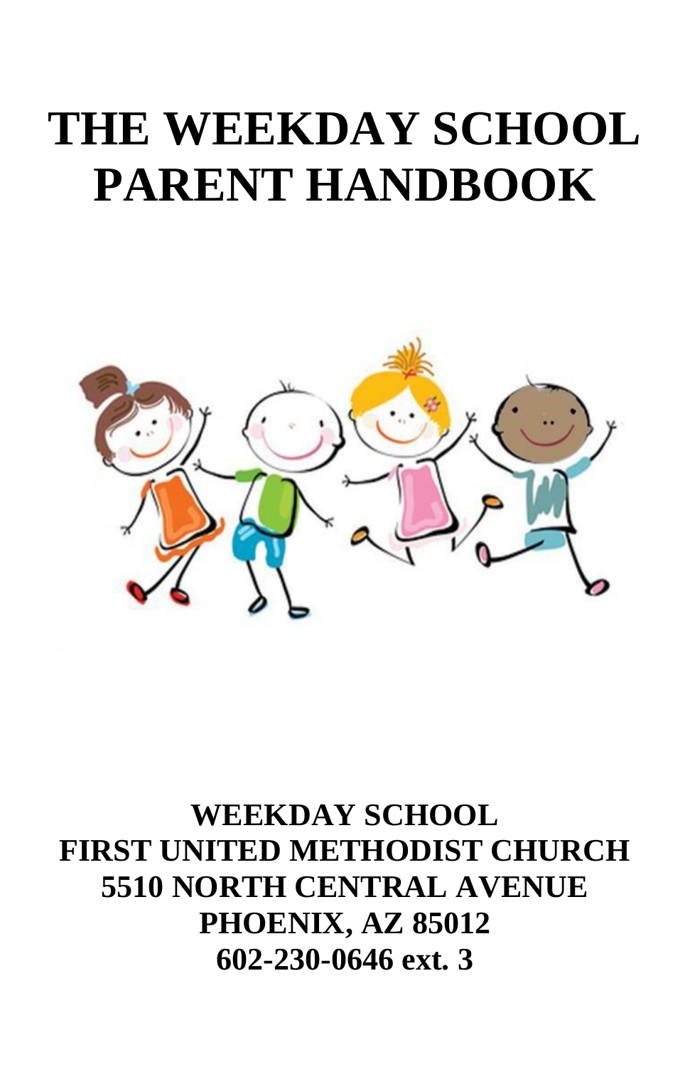# THE WEEKDAY SCHOOL PARENT HANDBOOK

**WEEKDAY SCHOOL**
**FIRST UNITED METHODIST CHURCH**
**5510 NORTH CENTRAL AVENUE**
**PHOENIX, AZ 85012**
**602-230-0646 ext. 3**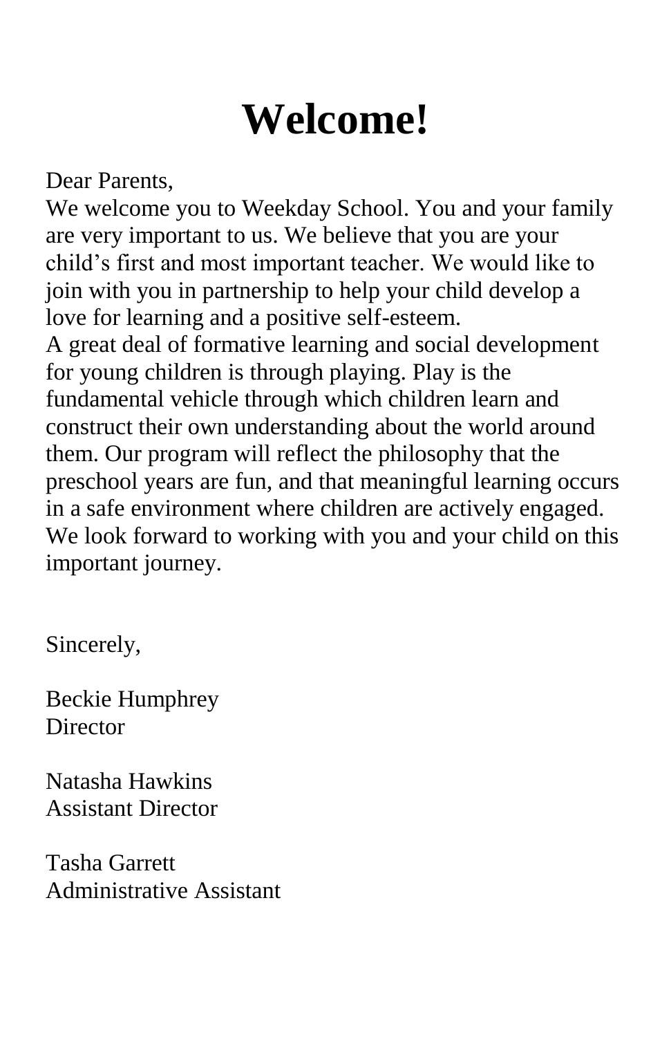# Welcome!

Dear Parents,

We welcome you to Weekday School. You and your family are very important to us. We believe that you are your child's first and most important teacher. We would like to join with you in partnership to help your child develop a love for learning and a positive self-esteem.

A great deal of formative learning and social development for young children is through playing. Play is the fundamental vehicle through which children learn and construct their own understanding about the world around them. Our program will reflect the philosophy that the preschool years are fun, and that meaningful learning occurs in a safe environment where children are actively engaged. We look forward to working with you and your child on this important journey.

Sincerely,

Beckie Humphrey
Director

Natasha Hawkins
Assistant Director

Tasha Garrett
Administrative Assistant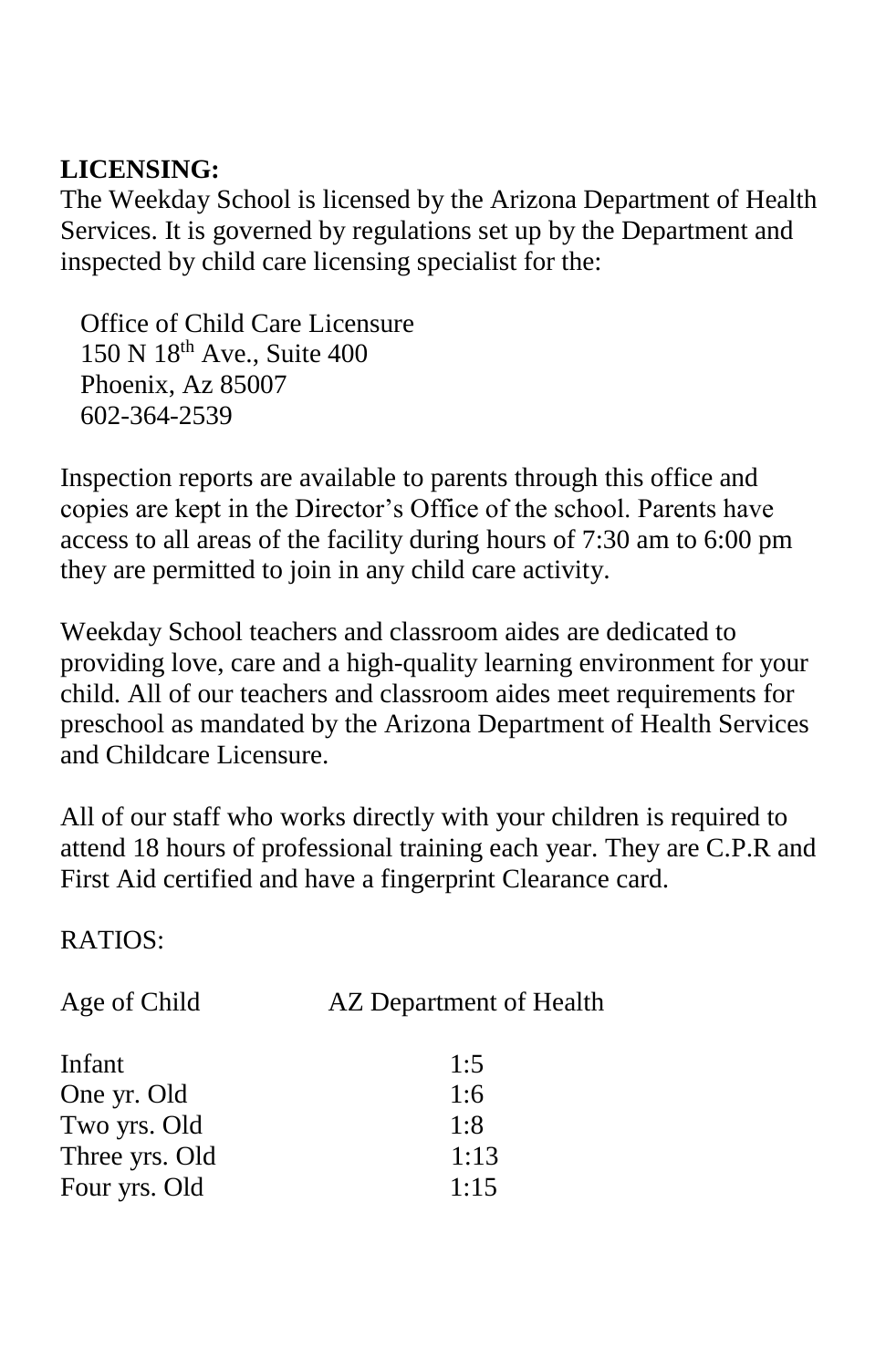**LICENSING:**
The Weekday School is licensed by the Arizona Department of Health Services. It is governed by regulations set up by the Department and inspected by child care licensing specialist for the:

Office of Child Care Licensure
150 N 18th Ave., Suite 400
Phoenix, Az 85007
602-364-2539

Inspection reports are available to parents through this office and copies are kept in the Director's Office of the school. Parents have access to all areas of the facility during hours of 7:30 am to 6:00 pm they are permitted to join in any child care activity.

Weekday School teachers and classroom aides are dedicated to providing love, care and a high-quality learning environment for your child. All of our teachers and classroom aides meet requirements for preschool as mandated by the Arizona Department of Health Services and Childcare Licensure.

All of our staff who works directly with your children is required to attend 18 hours of professional training each year. They are C.P.R and First Aid certified and have a fingerprint Clearance card.

RATIOS:

| Age of Child | AZ Department of Health |
| --- | --- |
| Infant | 1:5 |
| One yr. Old | 1:6 |
| Two yrs. Old | 1:8 |
| Three yrs. Old | 1:13 |
| Four yrs. Old | 1:15 |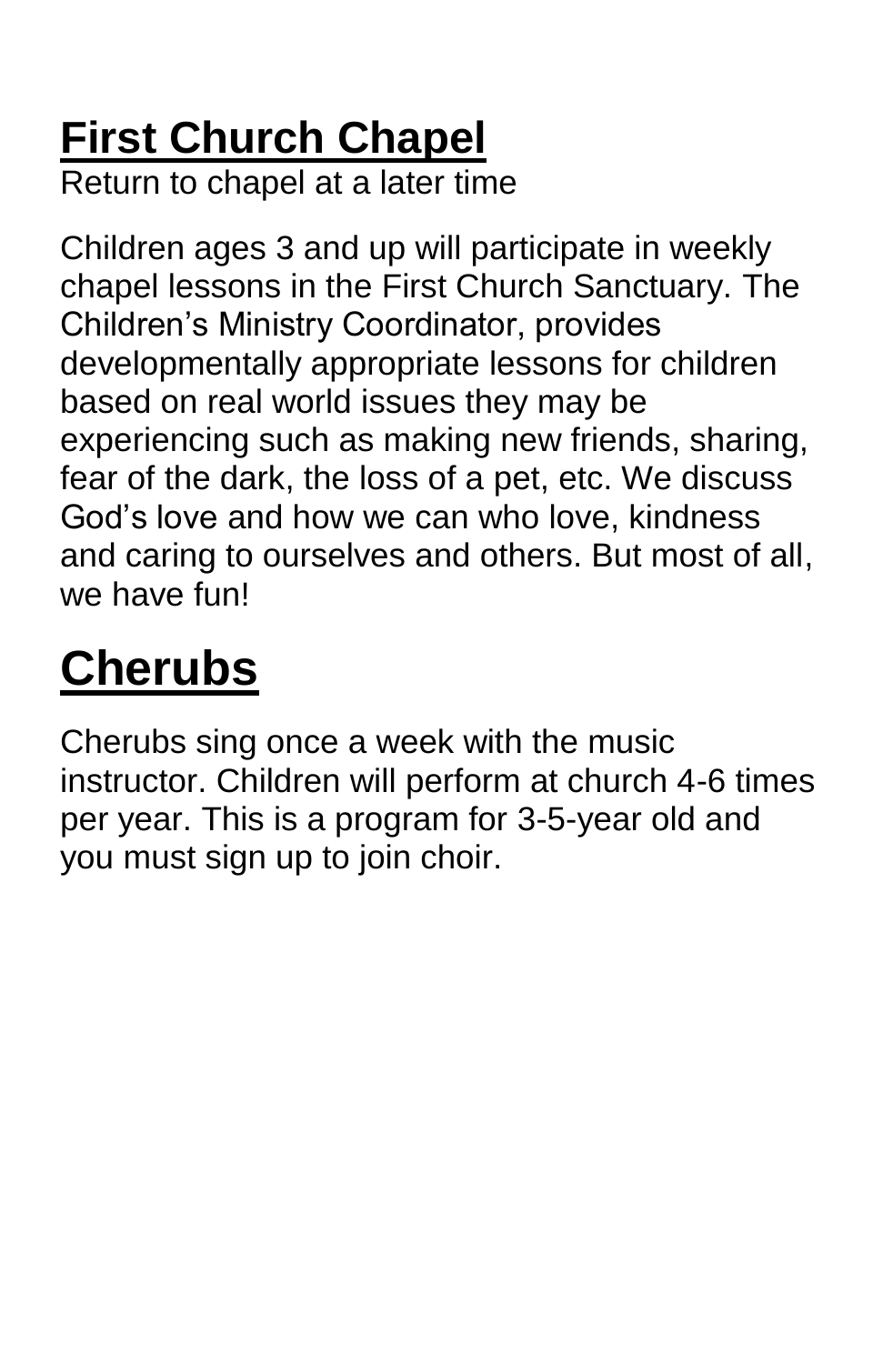# First Church Chapel

Return to chapel at a later time

Children ages 3 and up will participate in weekly chapel lessons in the First Church Sanctuary. The Children's Ministry Coordinator, provides developmentally appropriate lessons for children based on real world issues they may be experiencing such as making new friends, sharing, fear of the dark, the loss of a pet, etc. We discuss God's love and how we can who love, kindness and caring to ourselves and others. But most of all, we have fun!

# Cherubs

Cherubs sing once a week with the music instructor. Children will perform at church 4-6 times per year. This is a program for 3-5-year old and you must sign up to join choir.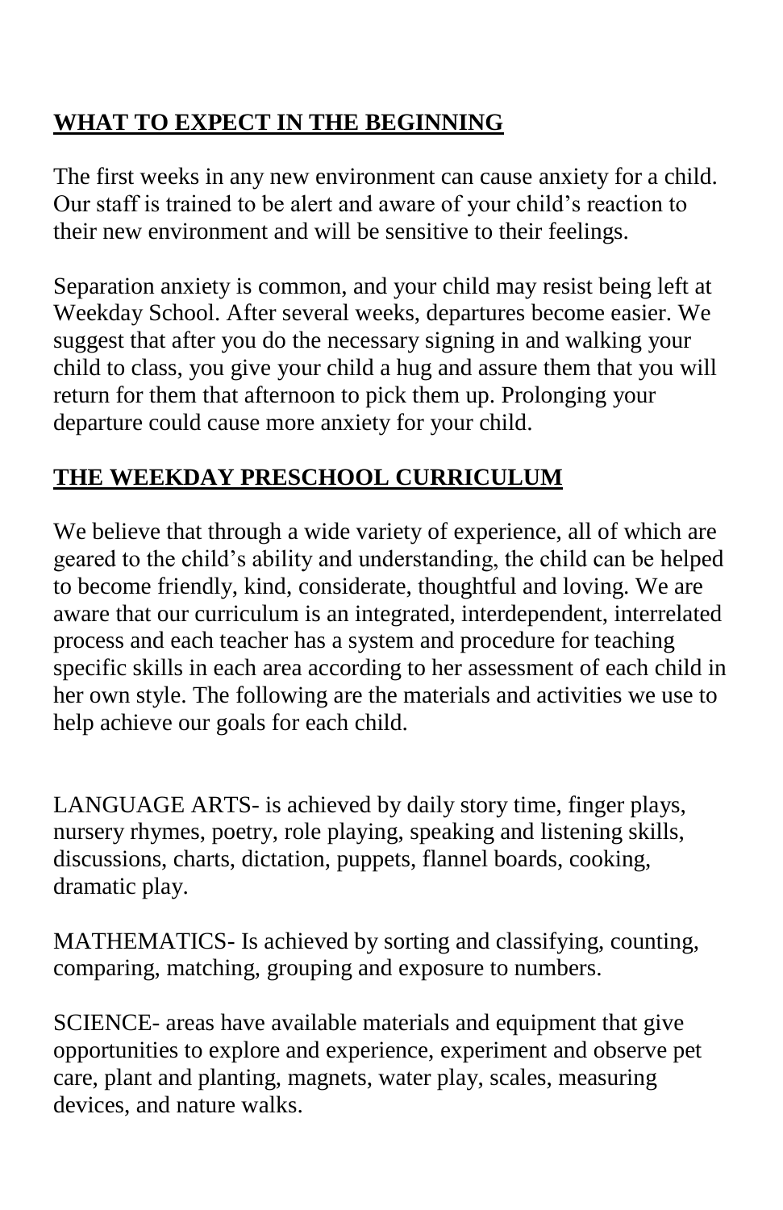## WHAT TO EXPECT IN THE BEGINNING

The first weeks in any new environment can cause anxiety for a child. Our staff is trained to be alert and aware of your child's reaction to their new environment and will be sensitive to their feelings.

Separation anxiety is common, and your child may resist being left at Weekday School. After several weeks, departures become easier. We suggest that after you do the necessary signing in and walking your child to class, you give your child a hug and assure them that you will return for them that afternoon to pick them up. Prolonging your departure could cause more anxiety for your child.

## THE WEEKDAY PRESCHOOL CURRICULUM

We believe that through a wide variety of experience, all of which are geared to the child's ability and understanding, the child can be helped to become friendly, kind, considerate, thoughtful and loving. We are aware that our curriculum is an integrated, interdependent, interrelated process and each teacher has a system and procedure for teaching specific skills in each area according to her assessment of each child in her own style. The following are the materials and activities we use to help achieve our goals for each child.

LANGUAGE ARTS- is achieved by daily story time, finger plays, nursery rhymes, poetry, role playing, speaking and listening skills, discussions, charts, dictation, puppets, flannel boards, cooking, dramatic play.

MATHEMATICS- Is achieved by sorting and classifying, counting, comparing, matching, grouping and exposure to numbers.

SCIENCE- areas have available materials and equipment that give opportunities to explore and experience, experiment and observe pet care, plant and planting, magnets, water play, scales, measuring devices, and nature walks.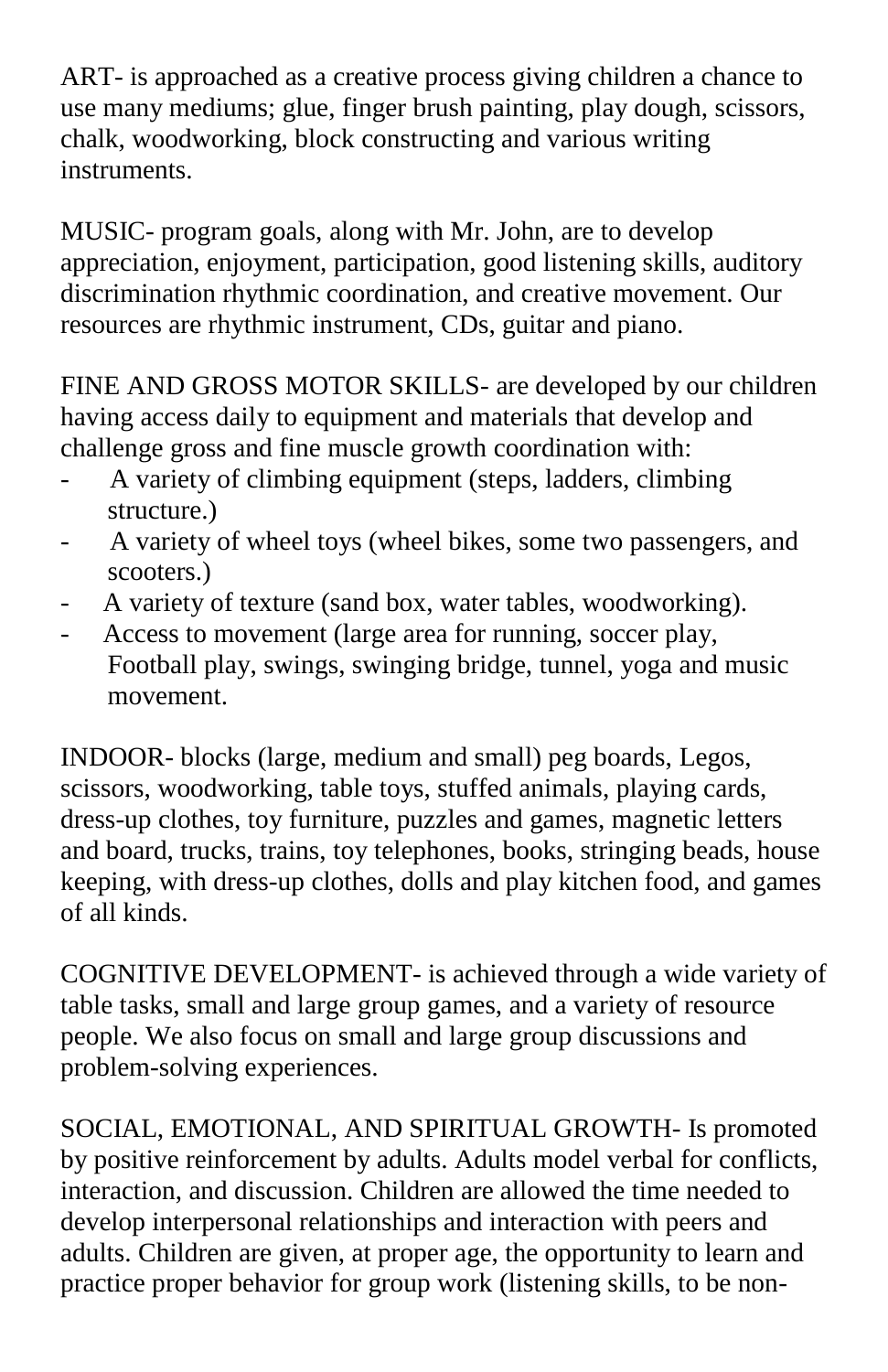ART- is approached as a creative process giving children a chance to use many mediums; glue, finger brush painting, play dough, scissors, chalk, woodworking, block constructing and various writing instruments.

MUSIC- program goals, along with Mr. John, are to develop appreciation, enjoyment, participation, good listening skills, auditory discrimination rhythmic coordination, and creative movement. Our resources are rhythmic instrument, CDs, guitar and piano.

FINE AND GROSS MOTOR SKILLS- are developed by our children having access daily to equipment and materials that develop and challenge gross and fine muscle growth coordination with:

- A variety of climbing equipment (steps, ladders, climbing structure.)
- A variety of wheel toys (wheel bikes, some two passengers, and scooters.)
- A variety of texture (sand box, water tables, woodworking).
- Access to movement (large area for running, soccer play, Football play, swings, swinging bridge, tunnel, yoga and music movement.

INDOOR- blocks (large, medium and small) peg boards, Legos, scissors, woodworking, table toys, stuffed animals, playing cards, dress-up clothes, toy furniture, puzzles and games, magnetic letters and board, trucks, trains, toy telephones, books, stringing beads, house keeping, with dress-up clothes, dolls and play kitchen food, and games of all kinds.

COGNITIVE DEVELOPMENT- is achieved through a wide variety of table tasks, small and large group games, and a variety of resource people. We also focus on small and large group discussions and problem-solving experiences.

SOCIAL, EMOTIONAL, AND SPIRITUAL GROWTH- Is promoted by positive reinforcement by adults. Adults model verbal for conflicts, interaction, and discussion. Children are allowed the time needed to develop interpersonal relationships and interaction with peers and adults. Children are given, at proper age, the opportunity to learn and practice proper behavior for group work (listening skills, to be non-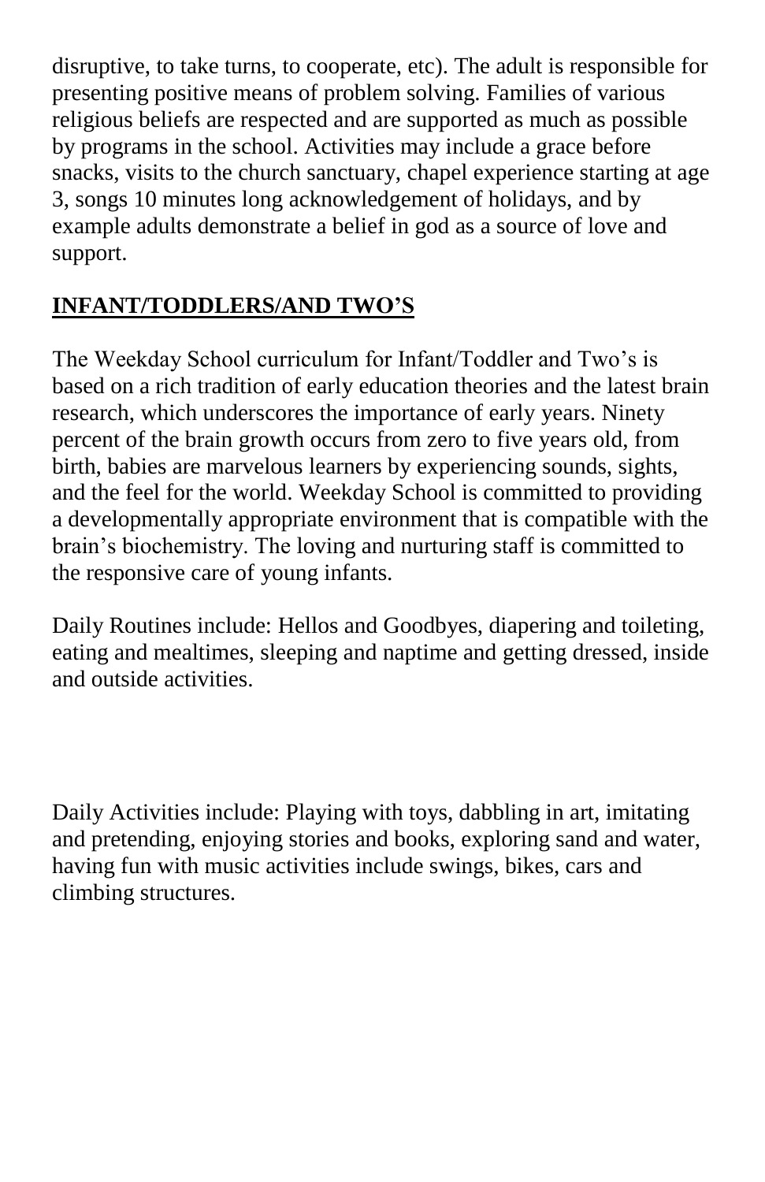disruptive, to take turns, to cooperate, etc). The adult is responsible for presenting positive means of problem solving. Families of various religious beliefs are respected and are supported as much as possible by programs in the school. Activities may include a grace before snacks, visits to the church sanctuary, chapel experience starting at age 3, songs 10 minutes long acknowledgement of holidays, and by example adults demonstrate a belief in god as a source of love and support.

## INFANT/TODDLERS/AND TWO'S

The Weekday School curriculum for Infant/Toddler and Two's is based on a rich tradition of early education theories and the latest brain research, which underscores the importance of early years. Ninety percent of the brain growth occurs from zero to five years old, from birth, babies are marvelous learners by experiencing sounds, sights, and the feel for the world. Weekday School is committed to providing a developmentally appropriate environment that is compatible with the brain's biochemistry. The loving and nurturing staff is committed to the responsive care of young infants.

Daily Routines include: Hellos and Goodbyes, diapering and toileting, eating and mealtimes, sleeping and naptime and getting dressed, inside and outside activities.

Daily Activities include: Playing with toys, dabbling in art, imitating and pretending, enjoying stories and books, exploring sand and water, having fun with music activities include swings, bikes, cars and climbing structures.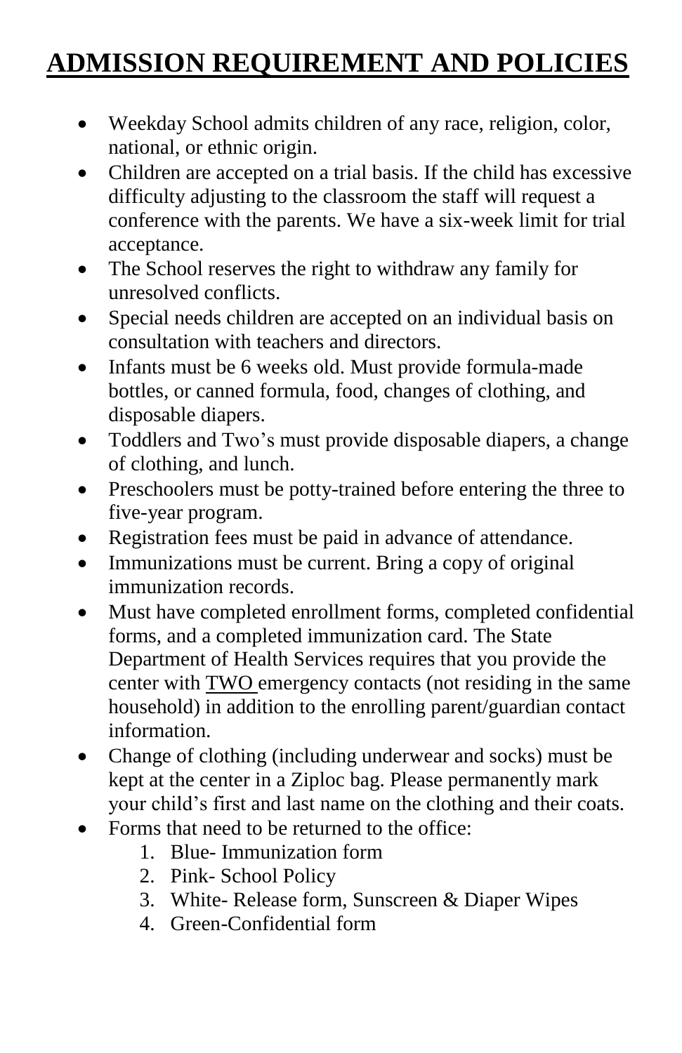# ADMISSION REQUIREMENT AND POLICIES

- Weekday School admits children of any race, religion, color, national, or ethnic origin.
- Children are accepted on a trial basis. If the child has excessive difficulty adjusting to the classroom the staff will request a conference with the parents. We have a six-week limit for trial acceptance.
- The School reserves the right to withdraw any family for unresolved conflicts.
- Special needs children are accepted on an individual basis on consultation with teachers and directors.
- Infants must be 6 weeks old. Must provide formula-made bottles, or canned formula, food, changes of clothing, and disposable diapers.
- Toddlers and Two's must provide disposable diapers, a change of clothing, and lunch.
- Preschoolers must be potty-trained before entering the three to five-year program.
- Registration fees must be paid in advance of attendance.
- Immunizations must be current. Bring a copy of original immunization records.
- Must have completed enrollment forms, completed confidential forms, and a completed immunization card. The State Department of Health Services requires that you provide the center with <u>TWO</u> emergency contacts (not residing in the same household) in addition to the enrolling parent/guardian contact information.
- Change of clothing (including underwear and socks) must be kept at the center in a Ziploc bag. Please permanently mark your child's first and last name on the clothing and their coats.
- Forms that need to be returned to the office:
    1. Blue- Immunization form
    2. Pink- School Policy
    3. White- Release form, Sunscreen & Diaper Wipes
    4. Green-Confidential form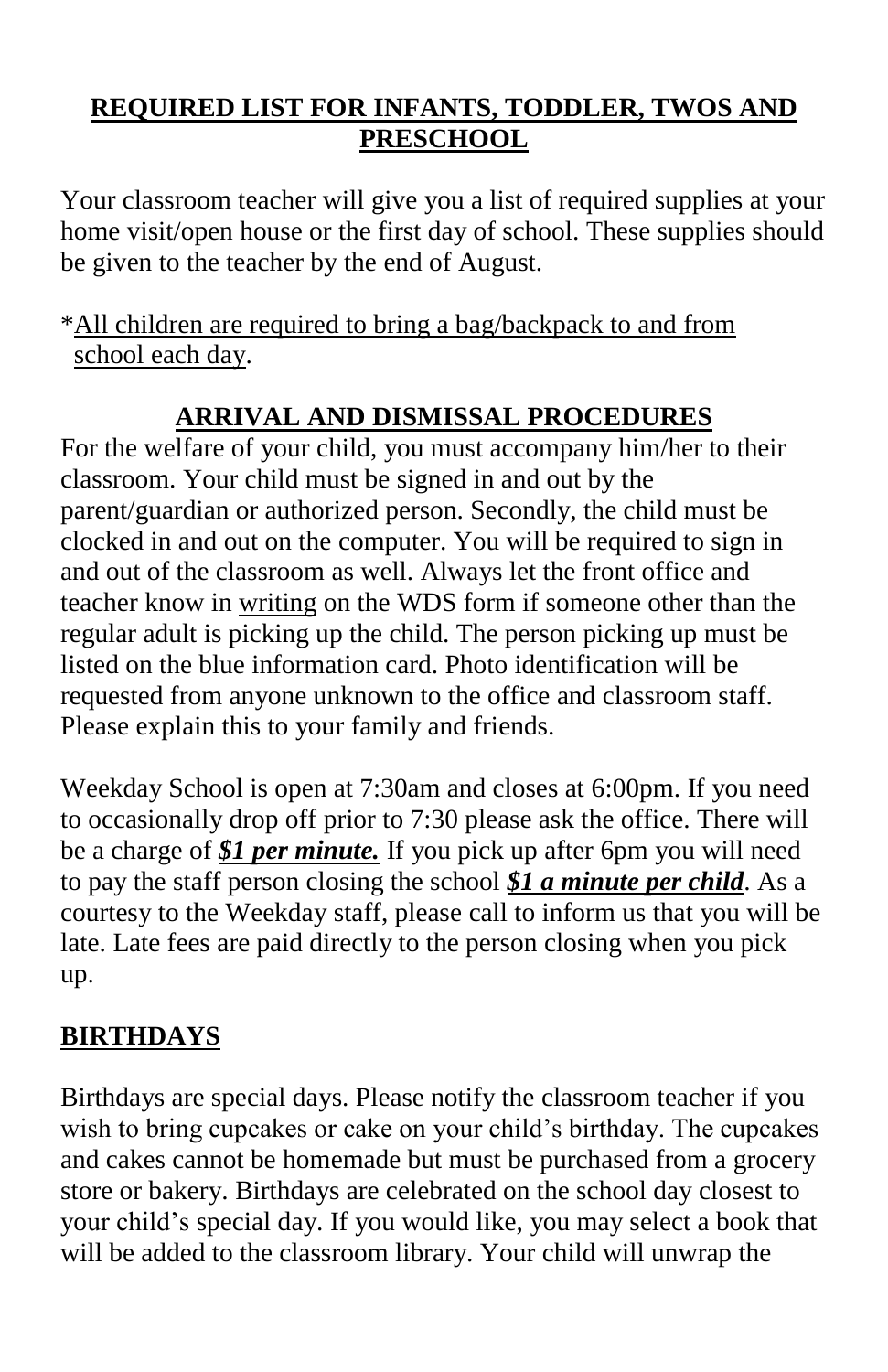## REQUIRED LIST FOR INFANTS, TODDLER, TWOS AND PRESCHOOL

Your classroom teacher will give you a list of required supplies at your home visit/open house or the first day of school. These supplies should be given to the teacher by the end of August.

*All children are required to bring a bag/backpack to and from school each day.

## ARRIVAL AND DISMISSAL PROCEDURES

For the welfare of your child, you must accompany him/her to their classroom. Your child must be signed in and out by the parent/guardian or authorized person. Secondly, the child must be clocked in and out on the computer. You will be required to sign in and out of the classroom as well. Always let the front office and teacher know in writing on the WDS form if someone other than the regular adult is picking up the child. The person picking up must be listed on the blue information card. Photo identification will be requested from anyone unknown to the office and classroom staff. Please explain this to your family and friends.

Weekday School is open at 7:30am and closes at 6:00pm. If you need to occasionally drop off prior to 7:30 please ask the office. There will be a charge of ***$1 per minute.*** If you pick up after 6pm you will need to pay the staff person closing the school ***$1 a minute per child***. As a courtesy to the Weekday staff, please call to inform us that you will be late. Late fees are paid directly to the person closing when you pick up.

## BIRTHDAYS

Birthdays are special days. Please notify the classroom teacher if you wish to bring cupcakes or cake on your child's birthday. The cupcakes and cakes cannot be homemade but must be purchased from a grocery store or bakery. Birthdays are celebrated on the school day closest to your child's special day. If you would like, you may select a book that will be added to the classroom library. Your child will unwrap the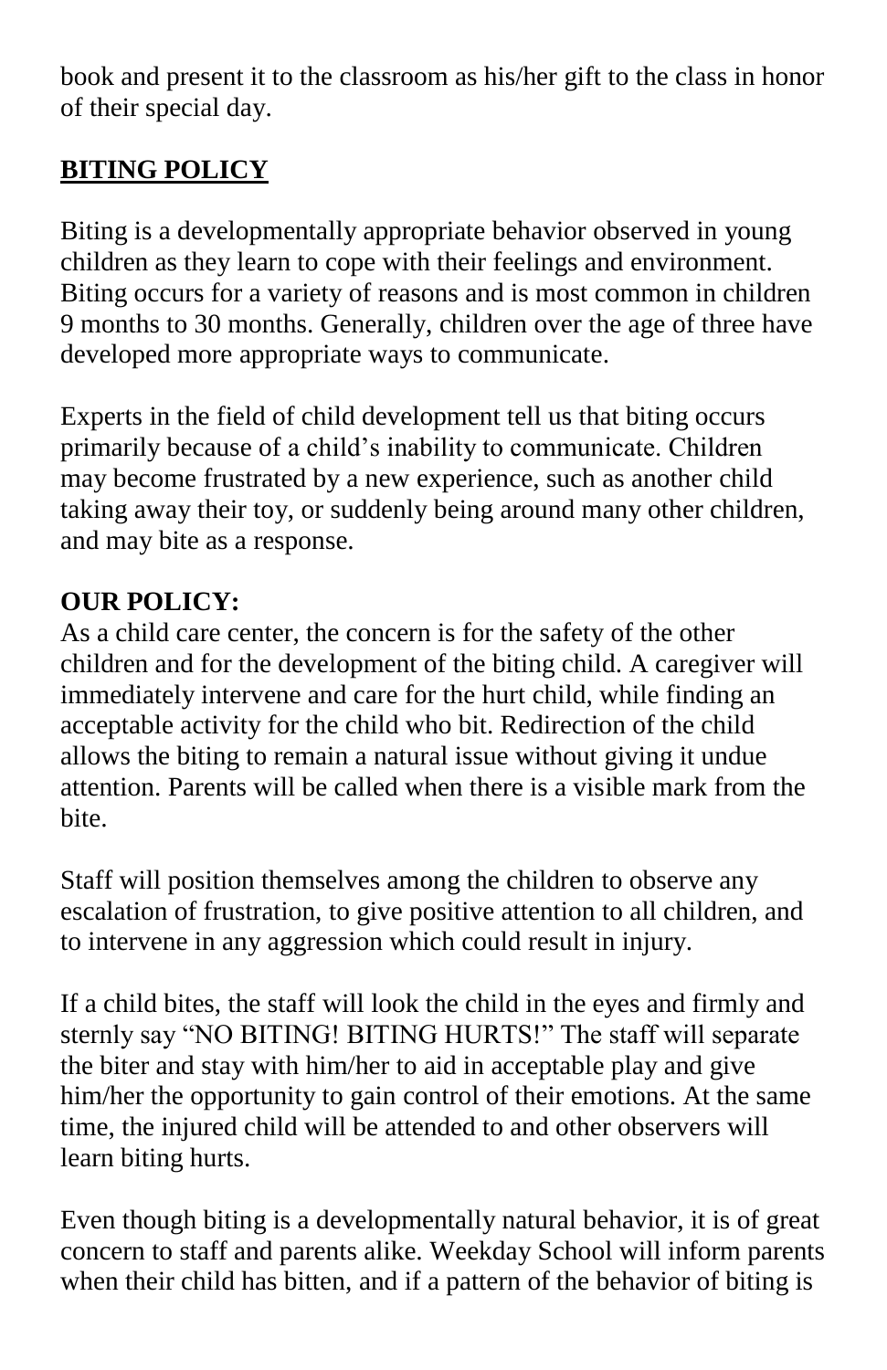book and present it to the classroom as his/her gift to the class in honor of their special day.

## BITING POLICY

Biting is a developmentally appropriate behavior observed in young children as they learn to cope with their feelings and environment. Biting occurs for a variety of reasons and is most common in children 9 months to 30 months. Generally, children over the age of three have developed more appropriate ways to communicate.

Experts in the field of child development tell us that biting occurs primarily because of a child's inability to communicate. Children may become frustrated by a new experience, such as another child taking away their toy, or suddenly being around many other children, and may bite as a response.

**OUR POLICY:**
As a child care center, the concern is for the safety of the other children and for the development of the biting child. A caregiver will immediately intervene and care for the hurt child, while finding an acceptable activity for the child who bit. Redirection of the child allows the biting to remain a natural issue without giving it undue attention. Parents will be called when there is a visible mark from the bite.

Staff will position themselves among the children to observe any escalation of frustration, to give positive attention to all children, and to intervene in any aggression which could result in injury.

If a child bites, the staff will look the child in the eyes and firmly and sternly say "NO BITING! BITING HURTS!" The staff will separate the biter and stay with him/her to aid in acceptable play and give him/her the opportunity to gain control of their emotions. At the same time, the injured child will be attended to and other observers will learn biting hurts.

Even though biting is a developmentally natural behavior, it is of great concern to staff and parents alike. Weekday School will inform parents when their child has bitten, and if a pattern of the behavior of biting is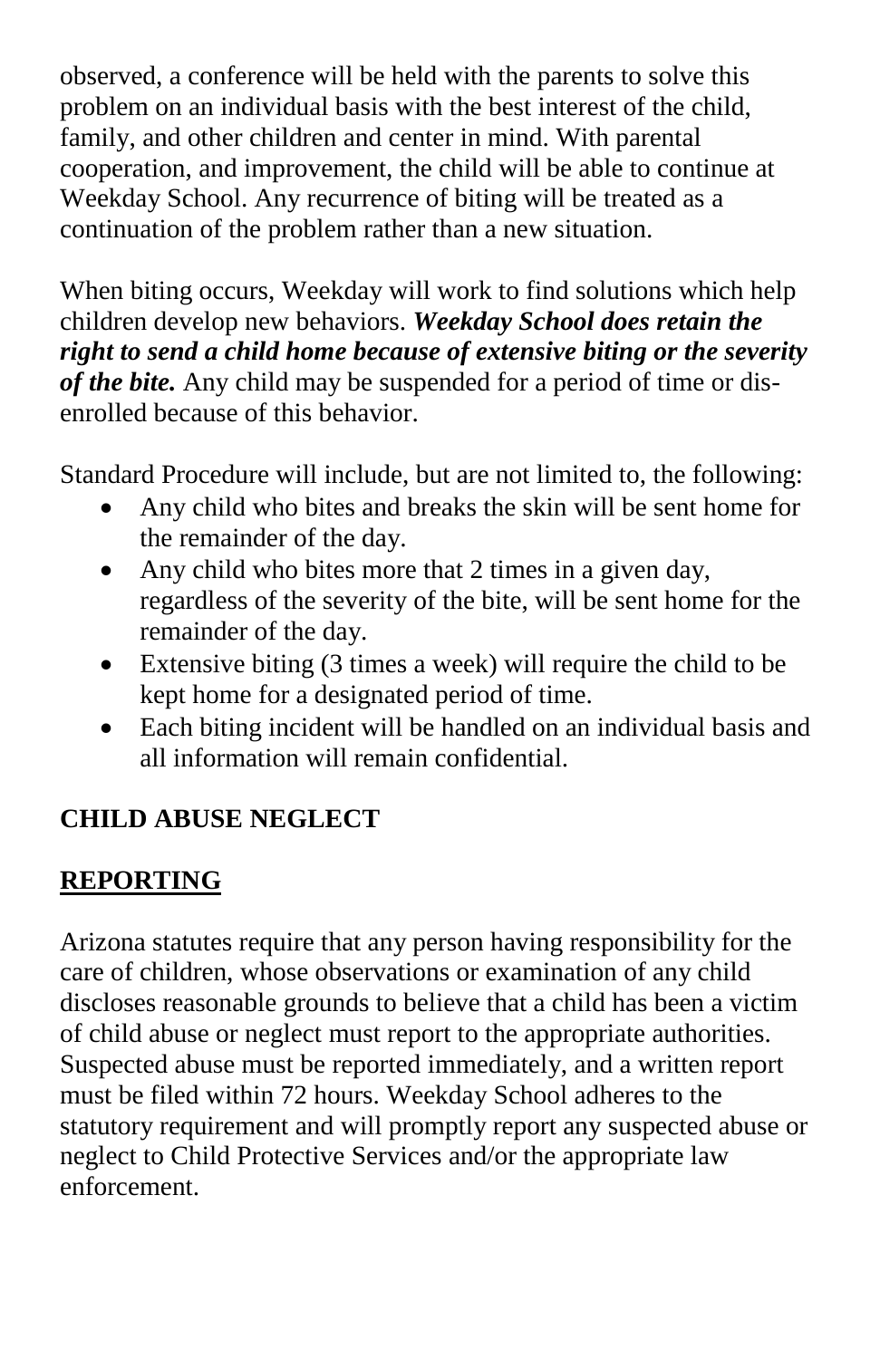observed, a conference will be held with the parents to solve this problem on an individual basis with the best interest of the child, family, and other children and center in mind. With parental cooperation, and improvement, the child will be able to continue at Weekday School. Any recurrence of biting will be treated as a continuation of the problem rather than a new situation.

When biting occurs, Weekday will work to find solutions which help children develop new behaviors. ***Weekday School does retain the right to send a child home because of extensive biting or the severity of the bite.*** Any child may be suspended for a period of time or dis-enrolled because of this behavior.

Standard Procedure will include, but are not limited to, the following:

- Any child who bites and breaks the skin will be sent home for the remainder of the day.
- Any child who bites more that 2 times in a given day, regardless of the severity of the bite, will be sent home for the remainder of the day.
- Extensive biting (3 times a week) will require the child to be kept home for a designated period of time.
- Each biting incident will be handled on an individual basis and all information will remain confidential.

## CHILD ABUSE NEGLECT

## <u>REPORTING</u>

Arizona statutes require that any person having responsibility for the care of children, whose observations or examination of any child discloses reasonable grounds to believe that a child has been a victim of child abuse or neglect must report to the appropriate authorities. Suspected abuse must be reported immediately, and a written report must be filed within 72 hours. Weekday School adheres to the statutory requirement and will promptly report any suspected abuse or neglect to Child Protective Services and/or the appropriate law enforcement.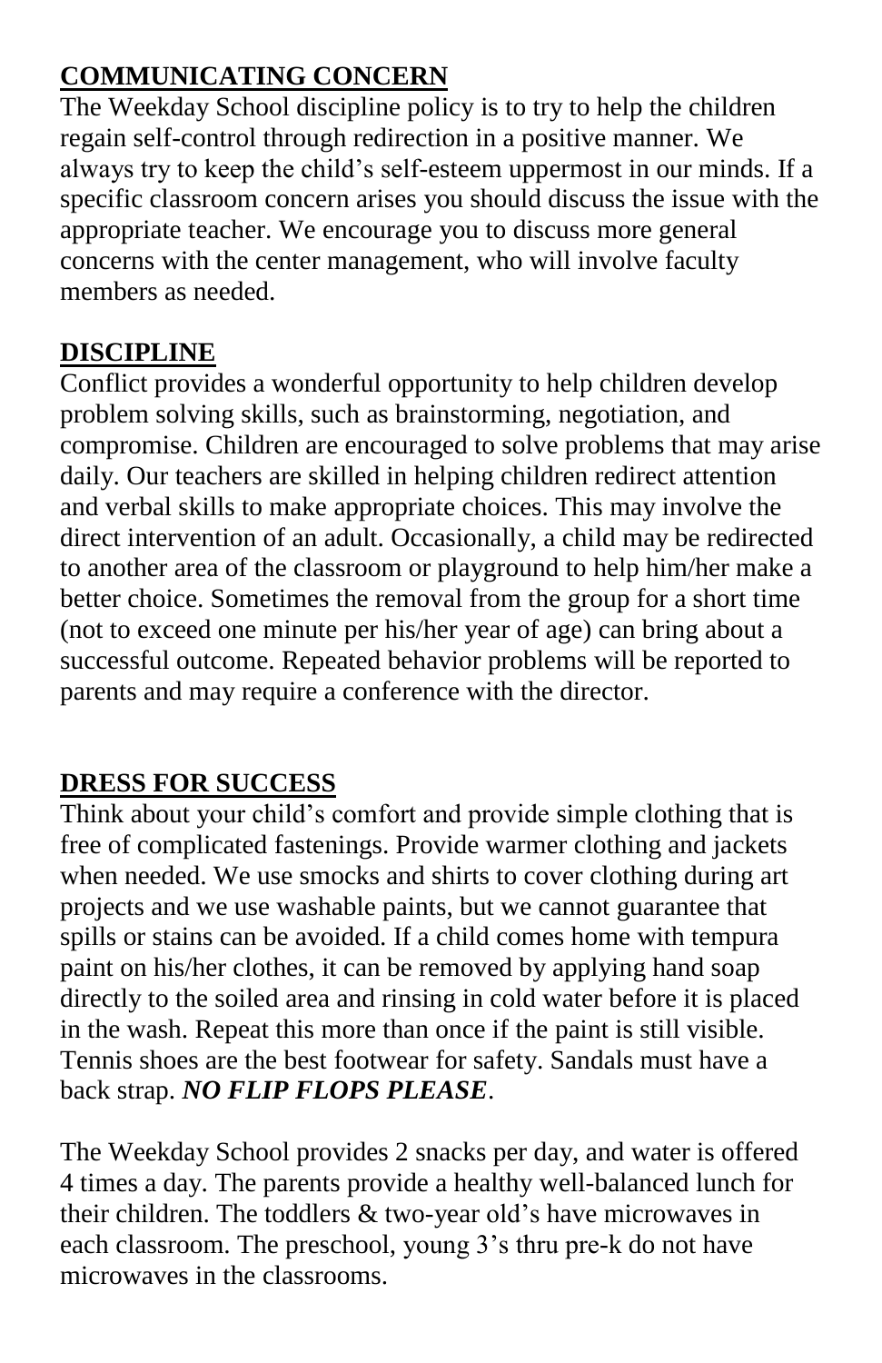## COMMUNICATING CONCERN

The Weekday School discipline policy is to try to help the children regain self-control through redirection in a positive manner. We always try to keep the child's self-esteem uppermost in our minds. If a specific classroom concern arises you should discuss the issue with the appropriate teacher. We encourage you to discuss more general concerns with the center management, who will involve faculty members as needed.

## DISCIPLINE

Conflict provides a wonderful opportunity to help children develop problem solving skills, such as brainstorming, negotiation, and compromise. Children are encouraged to solve problems that may arise daily. Our teachers are skilled in helping children redirect attention and verbal skills to make appropriate choices. This may involve the direct intervention of an adult. Occasionally, a child may be redirected to another area of the classroom or playground to help him/her make a better choice. Sometimes the removal from the group for a short time (not to exceed one minute per his/her year of age) can bring about a successful outcome. Repeated behavior problems will be reported to parents and may require a conference with the director.

## DRESS FOR SUCCESS

Think about your child's comfort and provide simple clothing that is free of complicated fastenings. Provide warmer clothing and jackets when needed. We use smocks and shirts to cover clothing during art projects and we use washable paints, but we cannot guarantee that spills or stains can be avoided. If a child comes home with tempura paint on his/her clothes, it can be removed by applying hand soap directly to the soiled area and rinsing in cold water before it is placed in the wash. Repeat this more than once if the paint is still visible. Tennis shoes are the best footwear for safety. Sandals must have a back strap. ***NO FLIP FLOPS PLEASE***.

The Weekday School provides 2 snacks per day, and water is offered 4 times a day. The parents provide a healthy well-balanced lunch for their children. The toddlers & two-year old's have microwaves in each classroom. The preschool, young 3's thru pre-k do not have microwaves in the classrooms.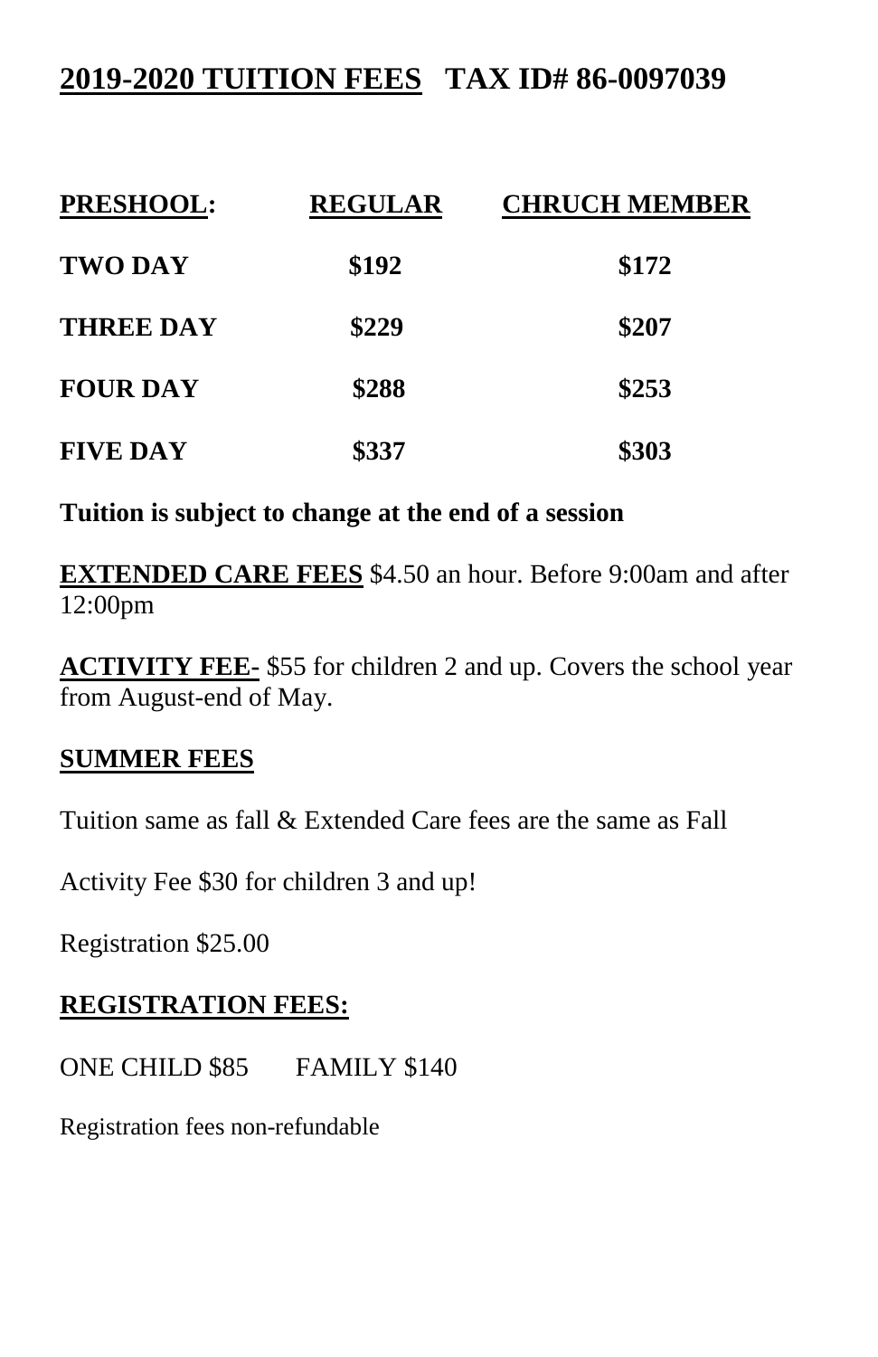# 2019-2020 TUITION FEES **TAX ID# 86-0097039**

| PRESHOOL: | REGULAR | CHRUCH MEMBER |
|---|---|---|
| **TWO DAY** | **$192** | **$172** |
| **THREE DAY** | **$229** | **$207** |
| **FOUR DAY** | **$288** | **$253** |
| **FIVE DAY** | **$337** | **$303** |

**Tuition is subject to change at the end of a session**

**EXTENDED CARE FEES** $4.50 an hour. Before 9:00am and after 12:00pm

**ACTIVITY FEE-** $55 for children 2 and up. Covers the school year from August-end of May.

## SUMMER FEES

Tuition same as fall & Extended Care fees are the same as Fall

Activity Fee $30 for children 3 and up!

Registration $25.00

## REGISTRATION FEES:

ONE CHILD $85 FAMILY $140

Registration fees non-refundable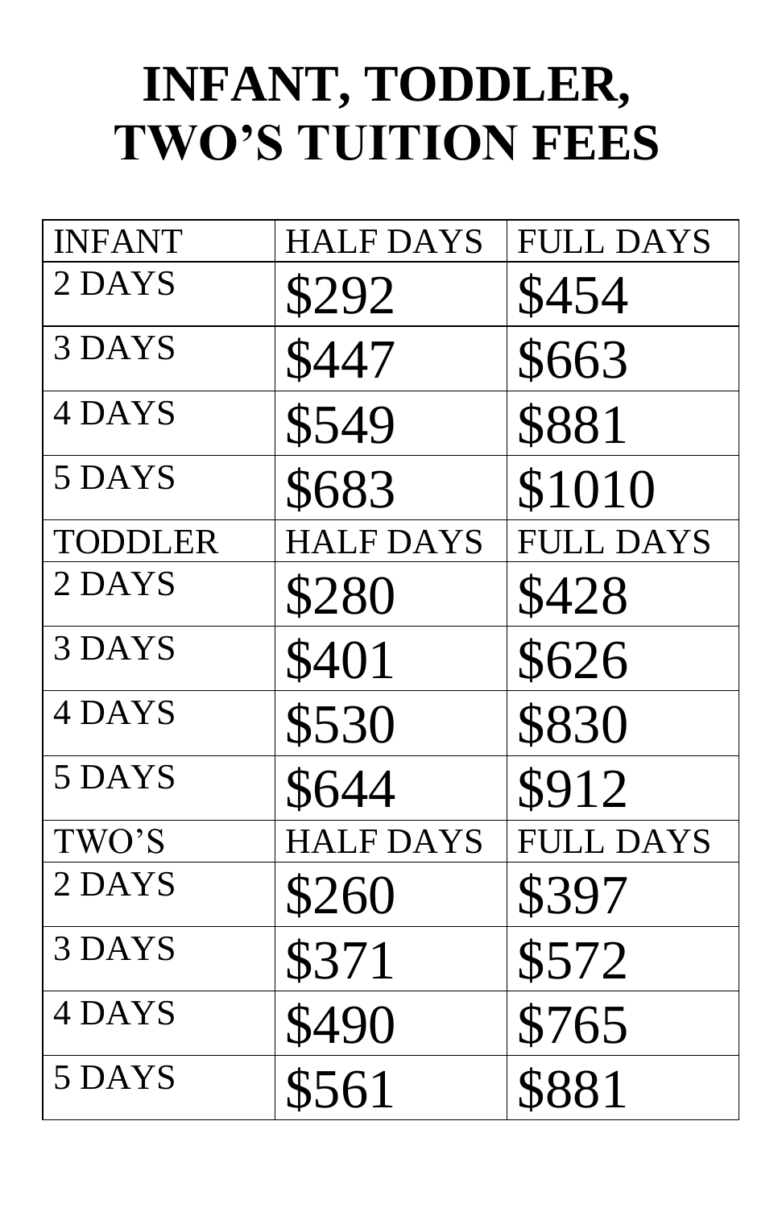# INFANT, TODDLER, TWO'S TUITION FEES

| INFANT | HALF DAYS | FULL DAYS |
|---|---|---|
| 2 DAYS | $292 | $454 |
| 3 DAYS | $447 | $663 |
| 4 DAYS | $549 | $881 |
| 5 DAYS | $683 | $1010 |
| TODDLER | HALF DAYS | FULL DAYS |
| 2 DAYS | $280 | $428 |
| 3 DAYS | $401 | $626 |
| 4 DAYS | $530 | $830 |
| 5 DAYS | $644 | $912 |
| TWO'S | HALF DAYS | FULL DAYS |
| 2 DAYS | $260 | $397 |
| 3 DAYS | $371 | $572 |
| 4 DAYS | $490 | $765 |
| 5 DAYS | $561 | $881 |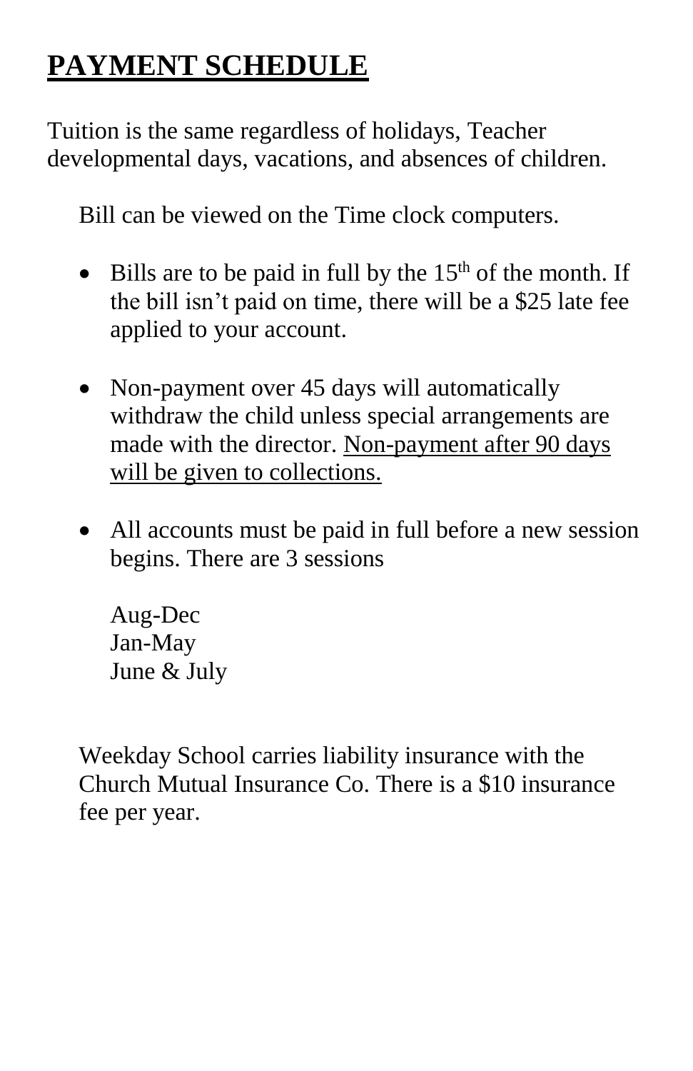# **PAYMENT SCHEDULE**

Tuition is the same regardless of holidays, Teacher developmental days, vacations, and absences of children.

Bill can be viewed on the Time clock computers.

- Bills are to be paid in full by the 15th of the month. If the bill isn't paid on time, there will be a $25 late fee applied to your account.

- Non-payment over 45 days will automatically withdraw the child unless special arrangements are made with the director. Non-payment after 90 days will be given to collections.

- All accounts must be paid in full before a new session begins. There are 3 sessions

  Aug-Dec
  Jan-May
  June & July

Weekday School carries liability insurance with the Church Mutual Insurance Co. There is a $10 insurance fee per year.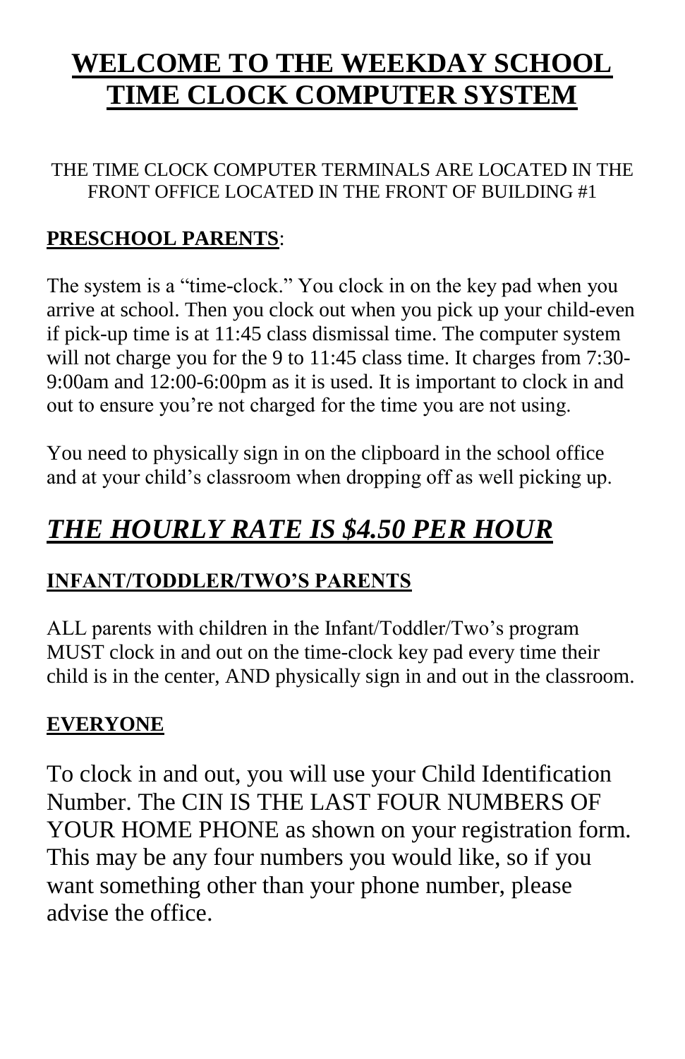// WELCOME TO THE WEEKDAY SCHOOL TIME CLOCK COMPUTER SYSTEM

THE TIME CLOCK COMPUTER TERMINALS ARE LOCATED IN THE FRONT OFFICE LOCATED IN THE FRONT OF BUILDING #1

**PRESCHOOL PARENTS**:

The system is a "time-clock." You clock in on the key pad when you arrive at school. Then you clock out when you pick up your child-even if pick-up time is at 11:45 class dismissal time. The computer system will not charge you for the 9 to 11:45 class time. It charges from 7:30-9:00am and 12:00-6:00pm as it is used. It is important to clock in and out to ensure you're not charged for the time you are not using.

You need to physically sign in on the clipboard in the school office and at your child's classroom when dropping off as well picking up.

## *THE HOURLY RATE IS $4.50 PER HOUR*

**INFANT/TODDLER/TWO'S PARENTS**

ALL parents with children in the Infant/Toddler/Two's program MUST clock in and out on the time-clock key pad every time their child is in the center, AND physically sign in and out in the classroom.

**EVERYONE**

To clock in and out, you will use your Child Identification Number. The CIN IS THE LAST FOUR NUMBERS OF YOUR HOME PHONE as shown on your registration form. This may be any four numbers you would like, so if you want something other than your phone number, please advise the office.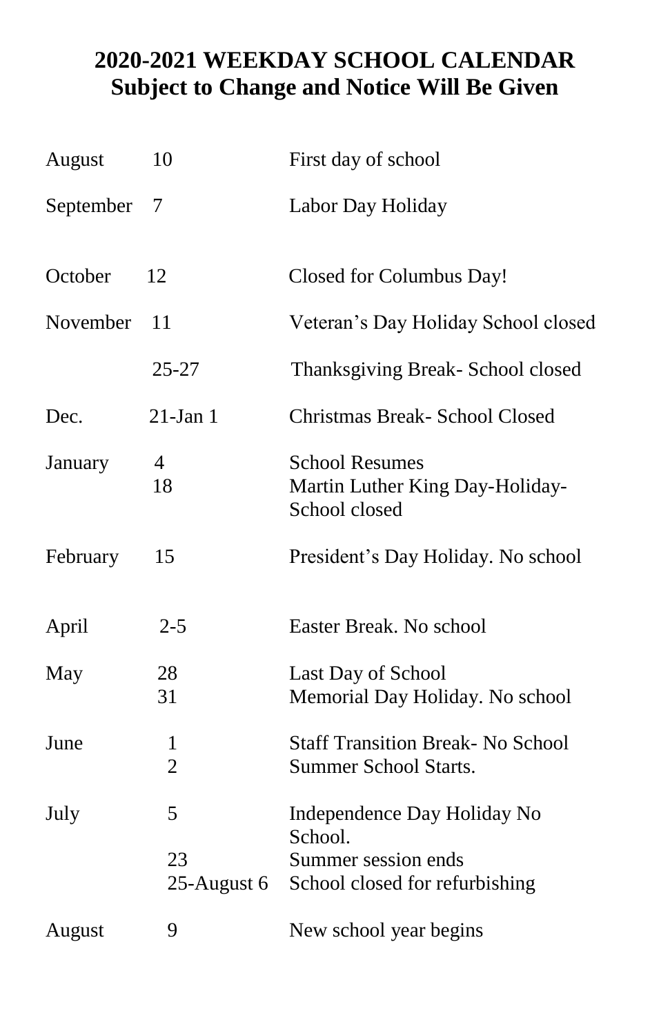# 2020-2021 WEEKDAY SCHOOL CALENDAR
## Subject to Change and Notice Will Be Given

| Month | Date | Event |
|---|---|---|
| August | 10 | First day of school |
| September | 7 | Labor Day Holiday |
| October | 12 | Closed for Columbus Day! |
| November | 11 | Veteran's Day Holiday School closed |
| | 25-27 | Thanksgiving Break- School closed |
| Dec. | 21-Jan 1 | Christmas Break- School Closed |
| January | 4 | School Resumes |
| | 18 | Martin Luther King Day-Holiday-School closed |
| February | 15 | President's Day Holiday. No school |
| April | 2-5 | Easter Break. No school |
| May | 28 | Last Day of School |
| | 31 | Memorial Day Holiday. No school |
| June | 1 | Staff Transition Break- No School |
| | 2 | Summer School Starts. |
| July | 5 | Independence Day Holiday No School. |
| | 23 | Summer session ends |
| | 25-August 6 | School closed for refurbishing |
| August | 9 | New school year begins |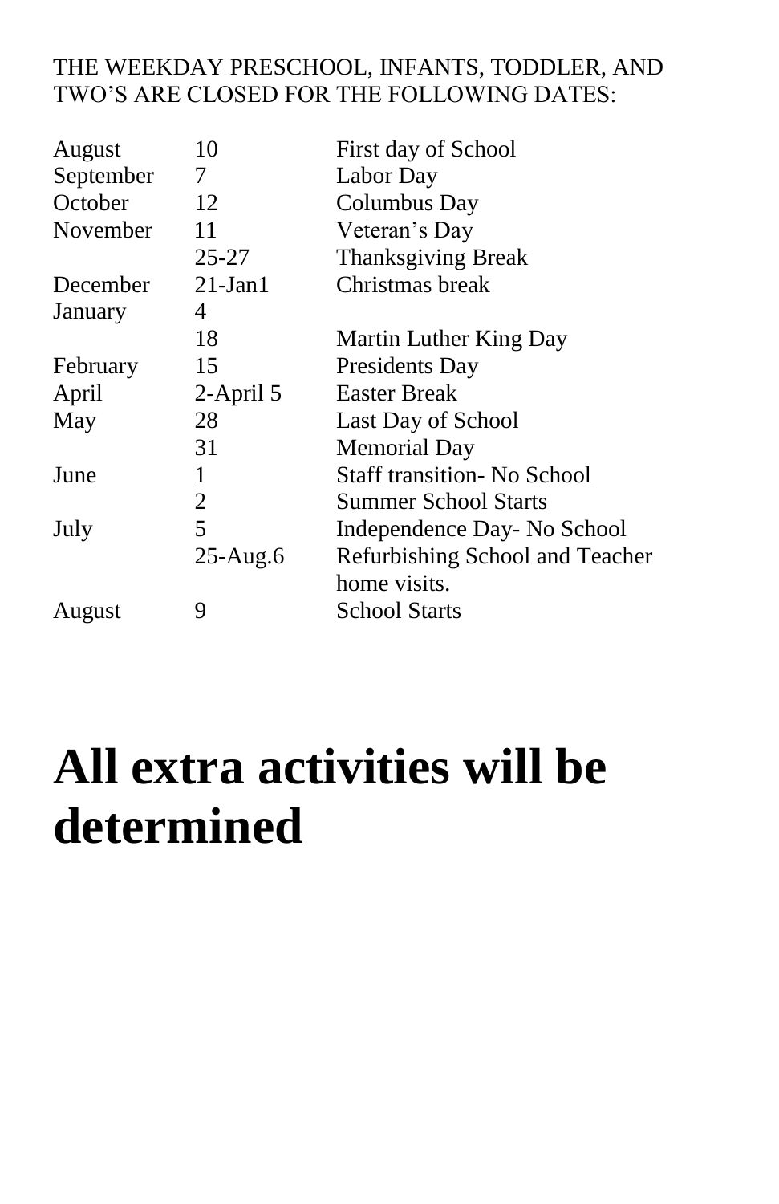THE WEEKDAY PRESCHOOL, INFANTS, TODDLER, AND TWO'S ARE CLOSED FOR THE FOLLOWING DATES:

| | | |
|---|---|---|
| August | 10 | First day of School |
| September | 7 | Labor Day |
| October | 12 | Columbus Day |
| November | 11 | Veteran's Day |
| | 25-27 | Thanksgiving Break |
| December | 21-Jan1 | Christmas break |
| January | 4 | |
| | 18 | Martin Luther King Day |
| February | 15 | Presidents Day |
| April | 2-April 5 | Easter Break |
| May | 28 | Last Day of School |
| | 31 | Memorial Day |
| June | 1 | Staff transition- No School |
| | 2 | Summer School Starts |
| July | 5 | Independence Day- No School |
| | 25-Aug.6 | Refurbishing School and Teacher home visits. |
| August | 9 | School Starts |

# All extra activities will be determined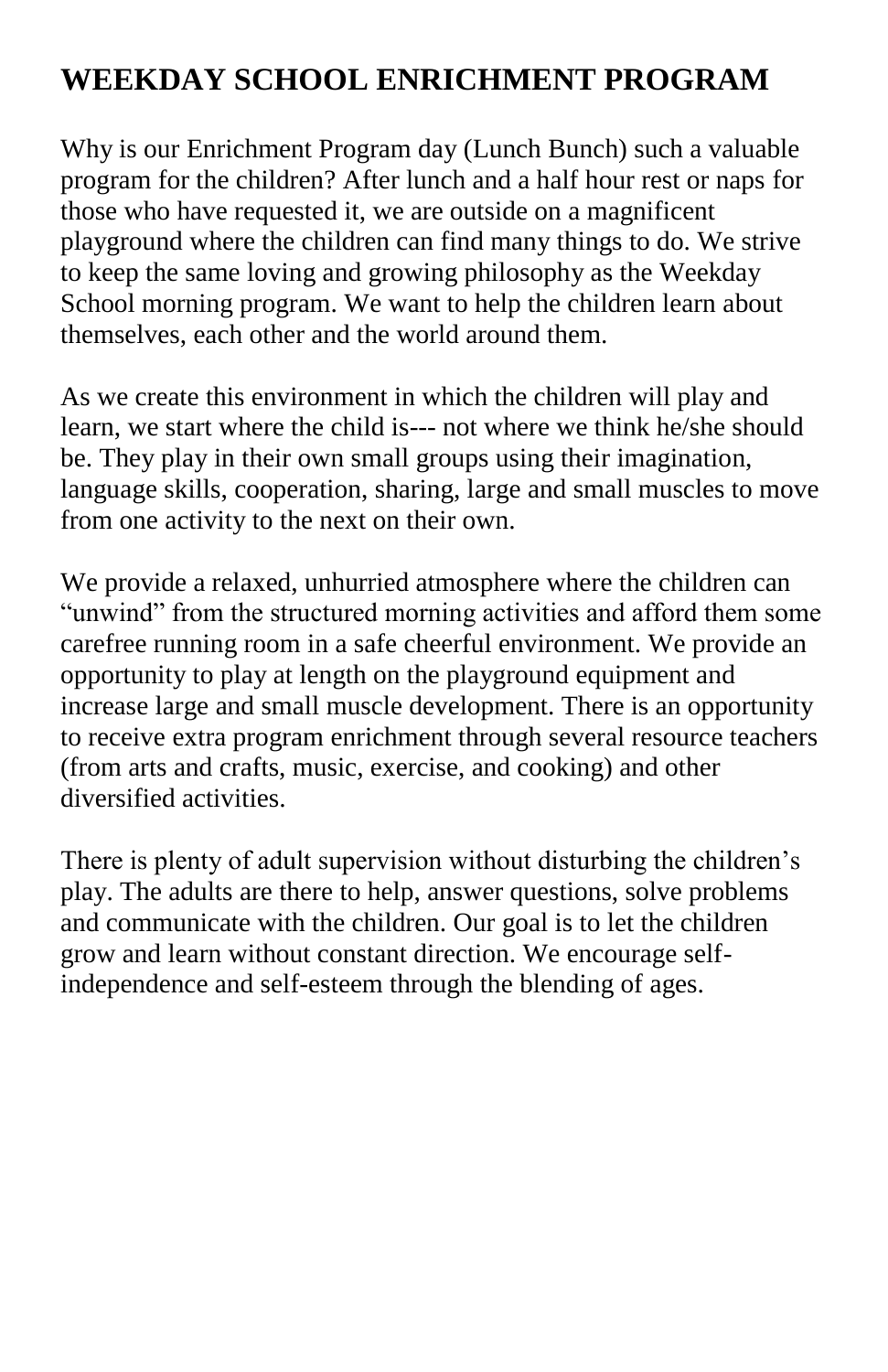## WEEKDAY SCHOOL ENRICHMENT PROGRAM

Why is our Enrichment Program day (Lunch Bunch) such a valuable program for the children? After lunch and a half hour rest or naps for those who have requested it, we are outside on a magnificent playground where the children can find many things to do. We strive to keep the same loving and growing philosophy as the Weekday School morning program. We want to help the children learn about themselves, each other and the world around them.

As we create this environment in which the children will play and learn, we start where the child is--- not where we think he/she should be. They play in their own small groups using their imagination, language skills, cooperation, sharing, large and small muscles to move from one activity to the next on their own.

We provide a relaxed, unhurried atmosphere where the children can "unwind" from the structured morning activities and afford them some carefree running room in a safe cheerful environment. We provide an opportunity to play at length on the playground equipment and increase large and small muscle development. There is an opportunity to receive extra program enrichment through several resource teachers (from arts and crafts, music, exercise, and cooking) and other diversified activities.

There is plenty of adult supervision without disturbing the children's play. The adults are there to help, answer questions, solve problems and communicate with the children. Our goal is to let the children grow and learn without constant direction. We encourage self-independence and self-esteem through the blending of ages.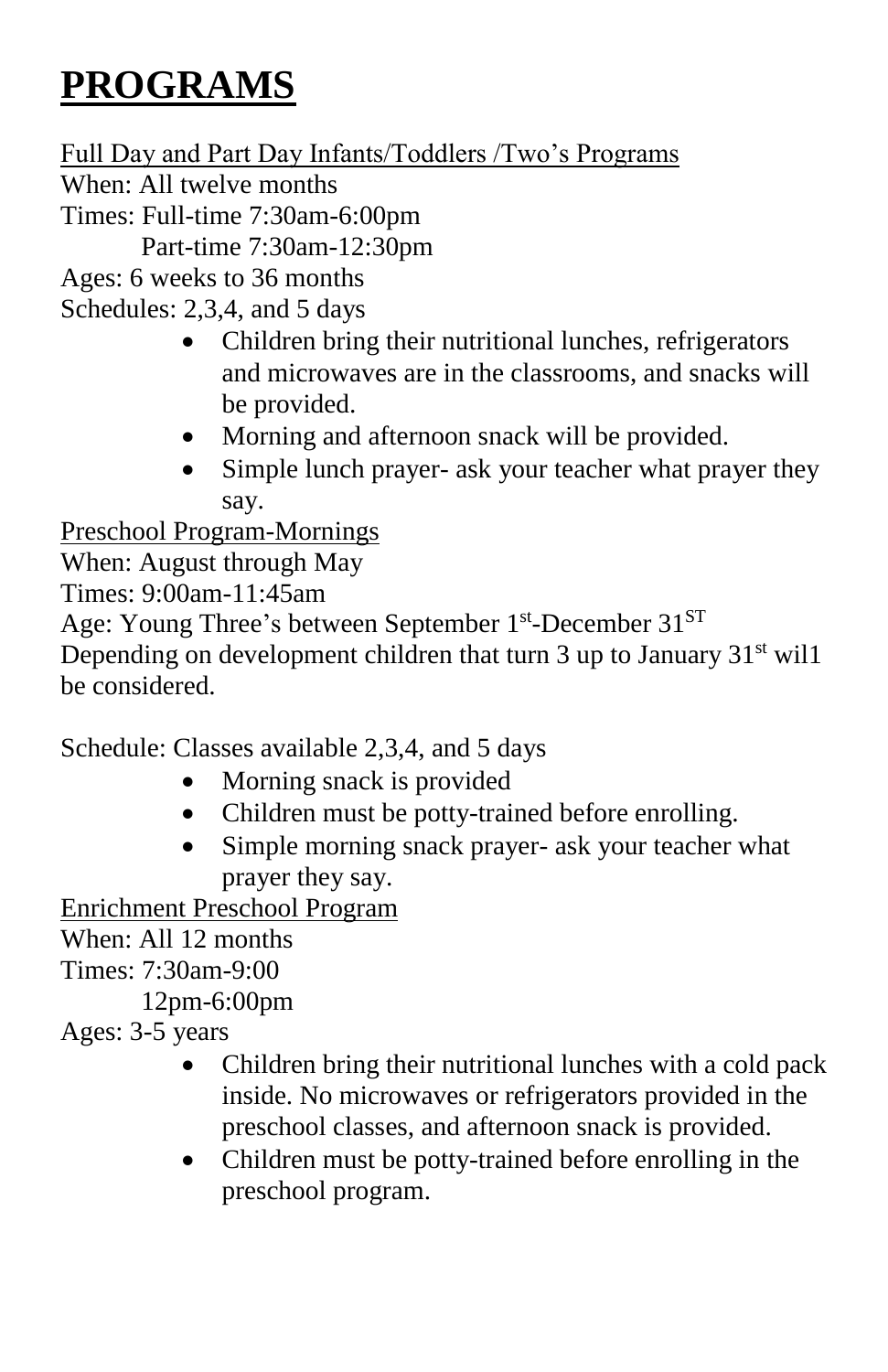# PROGRAMS

Full Day and Part Day Infants/Toddlers /Two's Programs

When: All twelve months

Times: Full-time 7:30am-6:00pm

Part-time 7:30am-12:30pm

Ages: 6 weeks to 36 months

Schedules: 2,3,4, and 5 days

- Children bring their nutritional lunches, refrigerators and microwaves are in the classrooms, and snacks will be provided.
- Morning and afternoon snack will be provided.
- Simple lunch prayer- ask your teacher what prayer they say.

Preschool Program-Mornings

When: August through May

Times: 9:00am-11:45am

Age: Young Three's between September 1st-December 31ST

Depending on development children that turn 3 up to January 31st wil1 be considered.

Schedule: Classes available 2,3,4, and 5 days

- Morning snack is provided
- Children must be potty-trained before enrolling.
- Simple morning snack prayer- ask your teacher what prayer they say.

Enrichment Preschool Program

When: All 12 months

Times: 7:30am-9:00

12pm-6:00pm

Ages: 3-5 years

- Children bring their nutritional lunches with a cold pack inside. No microwaves or refrigerators provided in the preschool classes, and afternoon snack is provided.
- Children must be potty-trained before enrolling in the preschool program.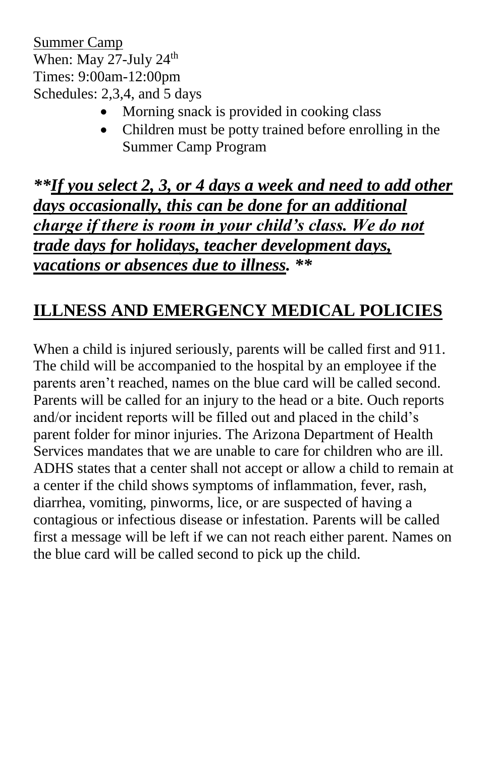<u>Summer Camp</u>
When: May 27-July 24th
Times: 9:00am-12:00pm
Schedules: 2,3,4, and 5 days

- Morning snack is provided in cooking class
- Children must be potty trained before enrolling in the Summer Camp Program

***<u>If you select 2, 3, or 4 days a week and need to add other days occasionally, this can be done for an additional charge if there is room in your child's class. We do not trade days for holidays, teacher development days, vacations or absences due to illness</u>. ****

## ILLNESS AND EMERGENCY MEDICAL POLICIES

When a child is injured seriously, parents will be called first and 911. The child will be accompanied to the hospital by an employee if the parents aren't reached, names on the blue card will be called second. Parents will be called for an injury to the head or a bite. Ouch reports and/or incident reports will be filled out and placed in the child's parent folder for minor injuries. The Arizona Department of Health Services mandates that we are unable to care for children who are ill. ADHS states that a center shall not accept or allow a child to remain at a center if the child shows symptoms of inflammation, fever, rash, diarrhea, vomiting, pinworms, lice, or are suspected of having a contagious or infectious disease or infestation. Parents will be called first a message will be left if we can not reach either parent. Names on the blue card will be called second to pick up the child.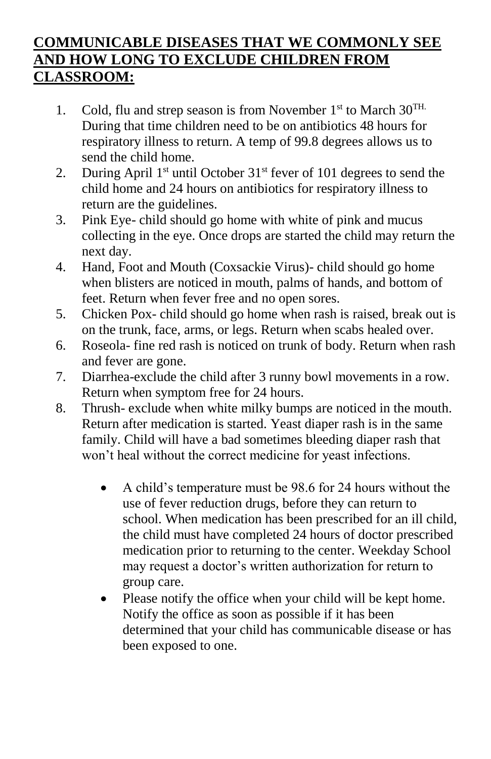## COMMUNICABLE DISEASES THAT WE COMMONLY SEE AND HOW LONG TO EXCLUDE CHILDREN FROM CLASSROOM:

1. Cold, flu and strep season is from November 1st to March 30TH. During that time children need to be on antibiotics 48 hours for respiratory illness to return. A temp of 99.8 degrees allows us to send the child home.
2. During April 1st until October 31st fever of 101 degrees to send the child home and 24 hours on antibiotics for respiratory illness to return are the guidelines.
3. Pink Eye- child should go home with white of pink and mucus collecting in the eye. Once drops are started the child may return the next day.
4. Hand, Foot and Mouth (Coxsackie Virus)- child should go home when blisters are noticed in mouth, palms of hands, and bottom of feet. Return when fever free and no open sores.
5. Chicken Pox- child should go home when rash is raised, break out is on the trunk, face, arms, or legs. Return when scabs healed over.
6. Roseola- fine red rash is noticed on trunk of body. Return when rash and fever are gone.
7. Diarrhea-exclude the child after 3 runny bowl movements in a row. Return when symptom free for 24 hours.
8. Thrush- exclude when white milky bumps are noticed in the mouth. Return after medication is started. Yeast diaper rash is in the same family. Child will have a bad sometimes bleeding diaper rash that won't heal without the correct medicine for yeast infections.

- A child's temperature must be 98.6 for 24 hours without the use of fever reduction drugs, before they can return to school. When medication has been prescribed for an ill child, the child must have completed 24 hours of doctor prescribed medication prior to returning to the center. Weekday School may request a doctor's written authorization for return to group care.
- Please notify the office when your child will be kept home. Notify the office as soon as possible if it has been determined that your child has communicable disease or has been exposed to one.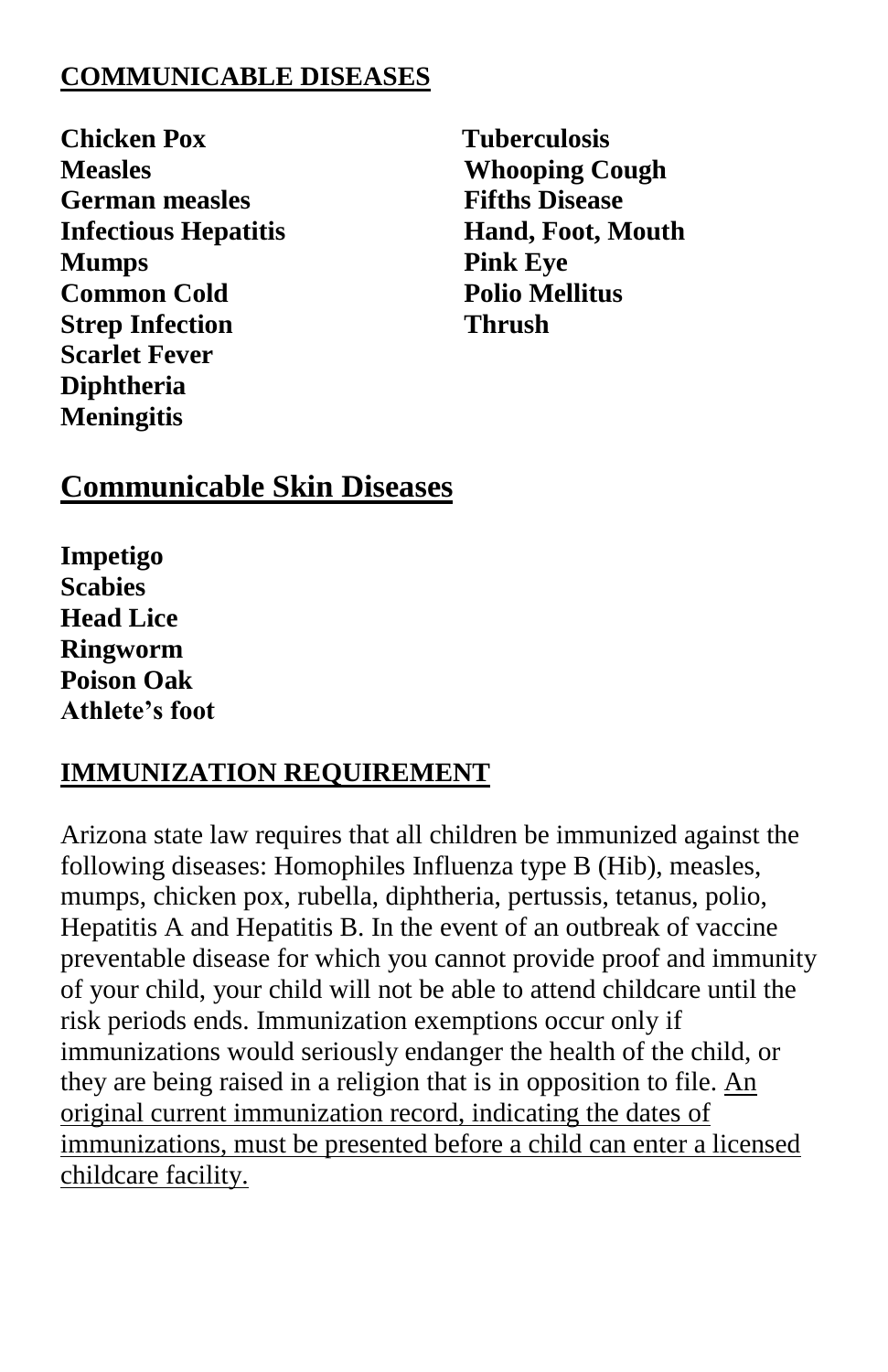## COMMUNICABLE DISEASES

**Chicken Pox**
**Measles**
**German measles**
**Infectious Hepatitis**
**Mumps**
**Common Cold**
**Strep Infection**
**Scarlet Fever**
**Diphtheria**
**Meningitis**
**Tuberculosis**
**Whooping Cough**
**Fifths Disease**
**Hand, Foot, Mouth**
**Pink Eye**
**Polio Mellitus**
**Thrush**

## Communicable Skin Diseases

**Impetigo**
**Scabies**
**Head Lice**
**Ringworm**
**Poison Oak**
**Athlete's foot**

## IMMUNIZATION REQUIREMENT

Arizona state law requires that all children be immunized against the following diseases: Homophiles Influenza type B (Hib), measles, mumps, chicken pox, rubella, diphtheria, pertussis, tetanus, polio, Hepatitis A and Hepatitis B. In the event of an outbreak of vaccine preventable disease for which you cannot provide proof and immunity of your child, your child will not be able to attend childcare until the risk periods ends. Immunization exemptions occur only if immunizations would seriously endanger the health of the child, or they are being raised in a religion that is in opposition to file. An original current immunization record, indicating the dates of immunizations, must be presented before a child can enter a licensed childcare facility.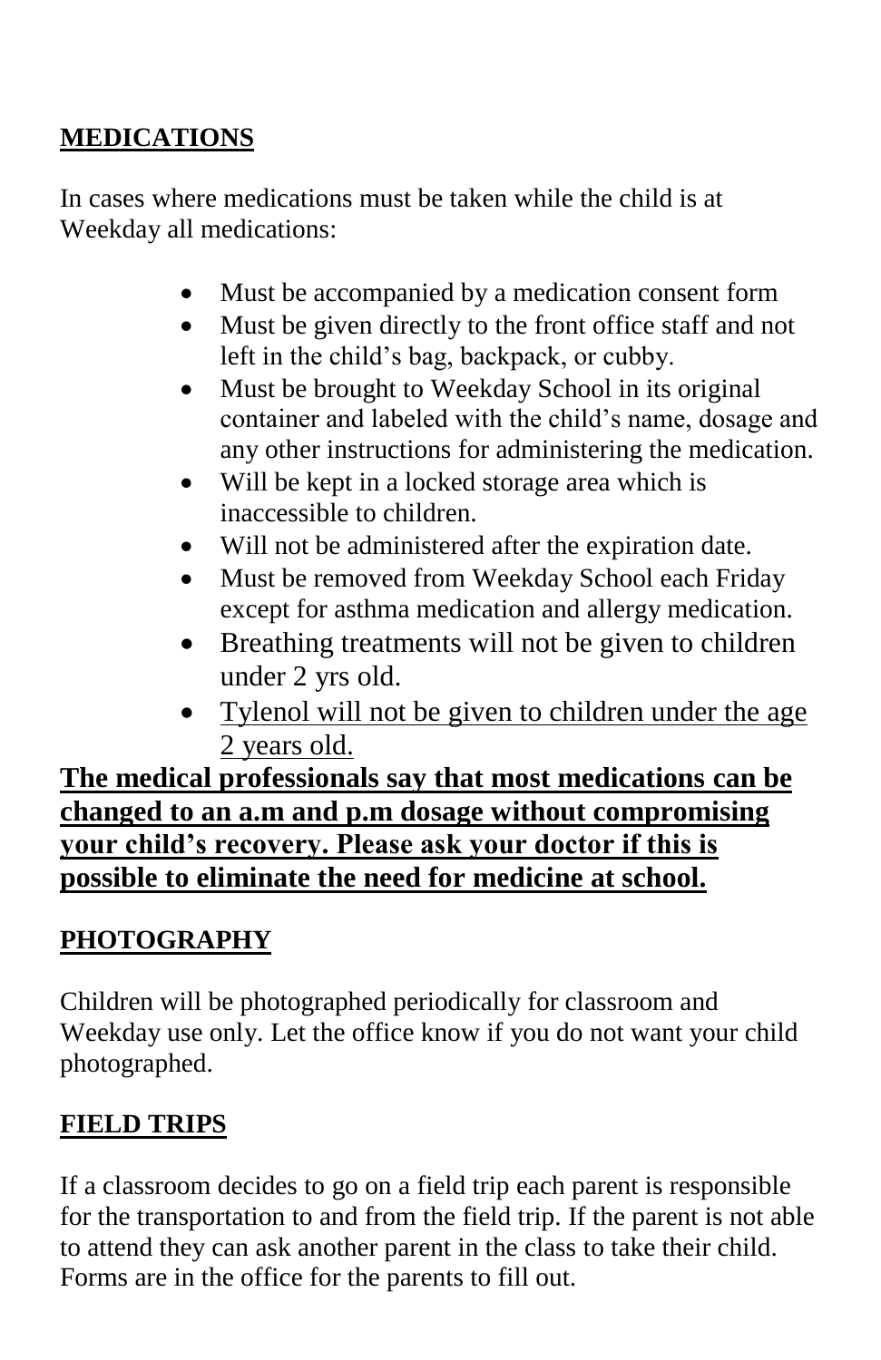## MEDICATIONS

In cases where medications must be taken while the child is at Weekday all medications:

- Must be accompanied by a medication consent form
- Must be given directly to the front office staff and not left in the child's bag, backpack, or cubby.
- Must be brought to Weekday School in its original container and labeled with the child's name, dosage and any other instructions for administering the medication.
- Will be kept in a locked storage area which is inaccessible to children.
- Will not be administered after the expiration date.
- Must be removed from Weekday School each Friday except for asthma medication and allergy medication.
- Breathing treatments will not be given to children under 2 yrs old.
- <u>Tylenol will not be given to children under the age 2 years old.</u>

**<u>The medical professionals say that most medications can be changed to an a.m and p.m dosage without compromising your child's recovery. Please ask your doctor if this is possible to eliminate the need for medicine at school.</u>**

## PHOTOGRAPHY

Children will be photographed periodically for classroom and Weekday use only. Let the office know if you do not want your child photographed.

## FIELD TRIPS

If a classroom decides to go on a field trip each parent is responsible for the transportation to and from the field trip. If the parent is not able to attend they can ask another parent in the class to take their child. Forms are in the office for the parents to fill out.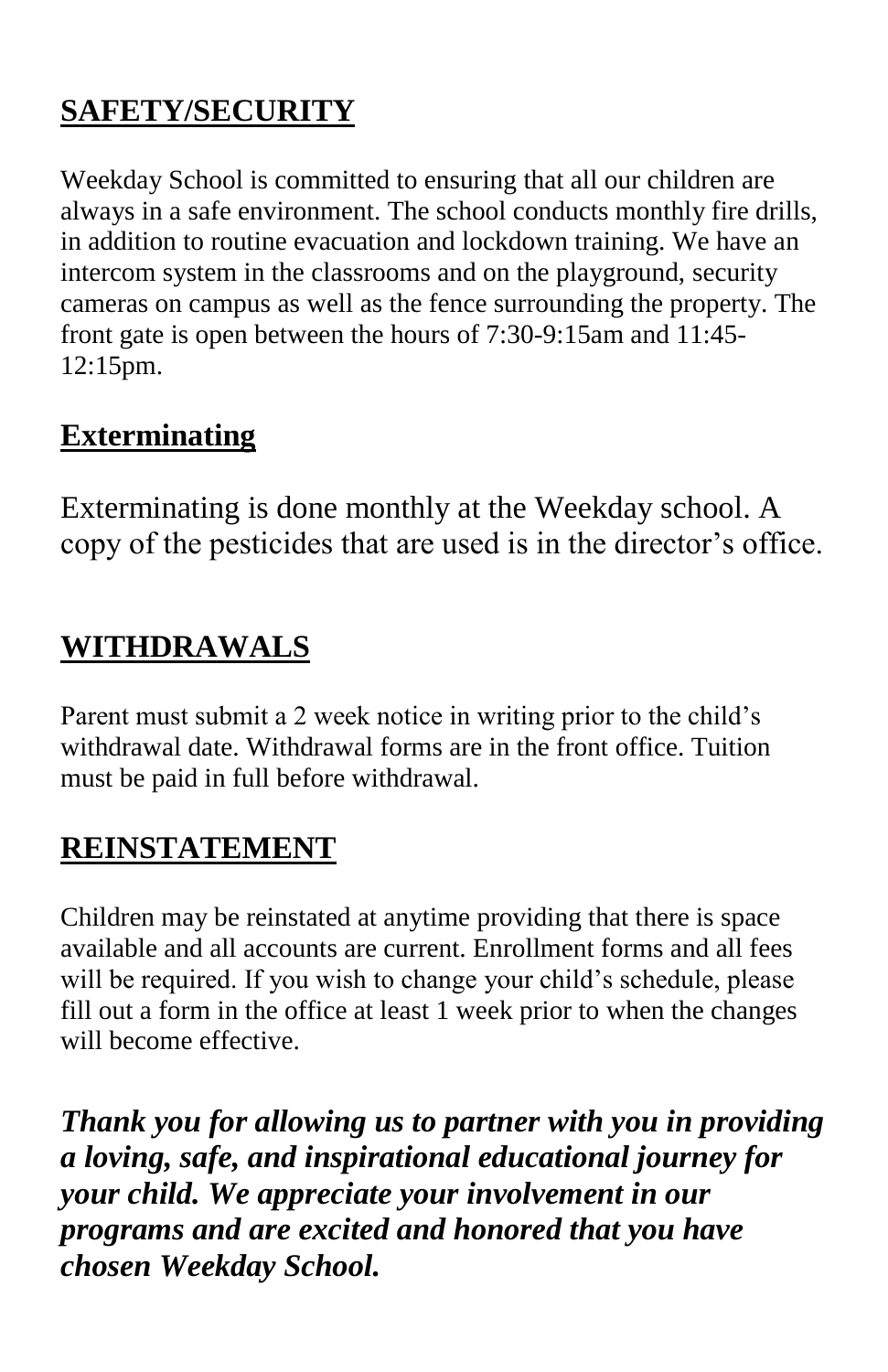## SAFETY/SECURITY

Weekday School is committed to ensuring that all our children are always in a safe environment. The school conducts monthly fire drills, in addition to routine evacuation and lockdown training. We have an intercom system in the classrooms and on the playground, security cameras on campus as well as the fence surrounding the property. The front gate is open between the hours of 7:30-9:15am and 11:45-12:15pm.

## Exterminating

Exterminating is done monthly at the Weekday school. A copy of the pesticides that are used is in the director's office.

## WITHDRAWALS

Parent must submit a 2 week notice in writing prior to the child's withdrawal date. Withdrawal forms are in the front office. Tuition must be paid in full before withdrawal.

## REINSTATEMENT

Children may be reinstated at anytime providing that there is space available and all accounts are current. Enrollment forms and all fees will be required. If you wish to change your child's schedule, please fill out a form in the office at least 1 week prior to when the changes will become effective.

***Thank you for allowing us to partner with you in providing a loving, safe, and inspirational educational journey for your child. We appreciate your involvement in our programs and are excited and honored that you have chosen Weekday School.***